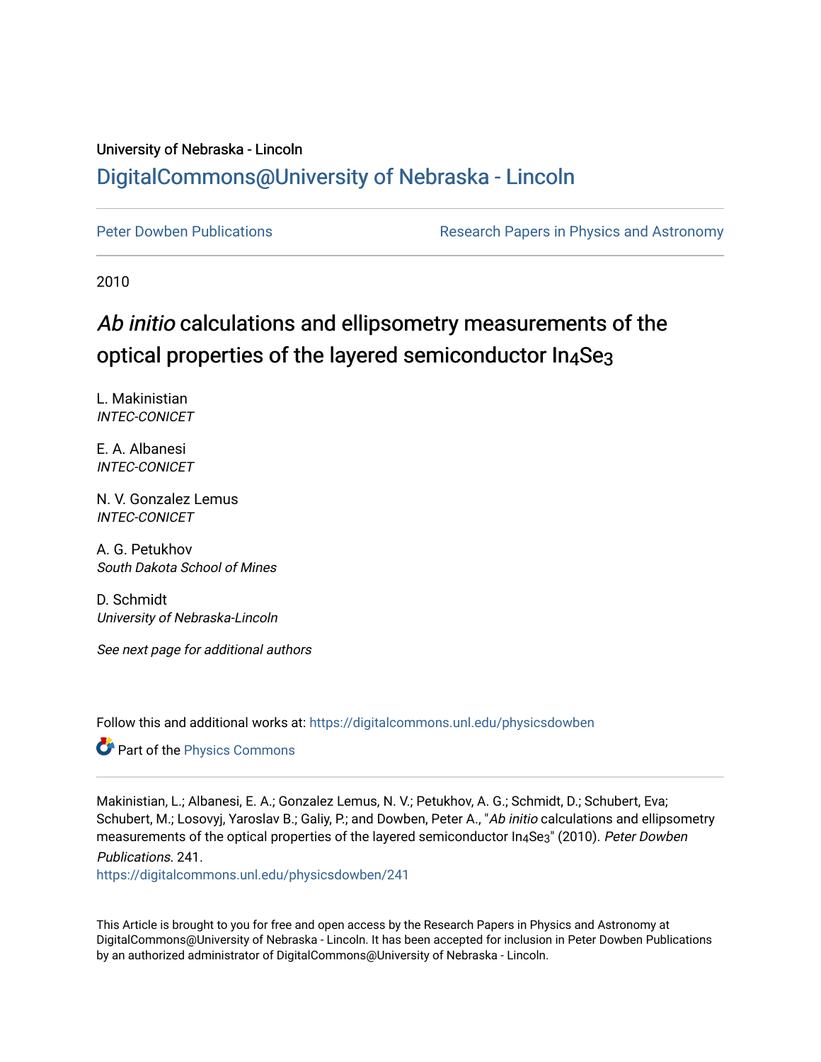University of Nebraska - Lincoln

# DigitalCommons@University of Nebraska - Lincoln

Peter Dowben Publications

Research Papers in Physics and Astronomy

2010

# *Ab initio* calculations and ellipsometry measurements of the optical properties of the layered semiconductor $In_4Se_3$

L. Makinistian
*INTEC-CONICET*

E. A. Albanesi
*INTEC-CONICET*

N. V. Gonzalez Lemus
*INTEC-CONICET*

A. G. Petukhov
*South Dakota School of Mines*

D. Schmidt
*University of Nebraska-Lincoln*

*See next page for additional authors*

Follow this and additional works at: https://digitalcommons.unl.edu/physicsdowben

Part of the Physics Commons

Makinistian, L.; Albanesi, E. A.; Gonzalez Lemus, N. V.; Petukhov, A. G.; Schmidt, D.; Schubert, Eva; Schubert, M.; Losovyj, Yaroslav B.; Galiy, P.; and Dowben, Peter A., "*Ab initio* calculations and ellipsometry measurements of the optical properties of the layered semiconductor $In_4Se_3$" (2010). *Peter Dowben Publications*. 241.
https://digitalcommons.unl.edu/physicsdowben/241

This Article is brought to you for free and open access by the Research Papers in Physics and Astronomy at DigitalCommons@University of Nebraska - Lincoln. It has been accepted for inclusion in Peter Dowben Publications by an authorized administrator of DigitalCommons@University of Nebraska - Lincoln.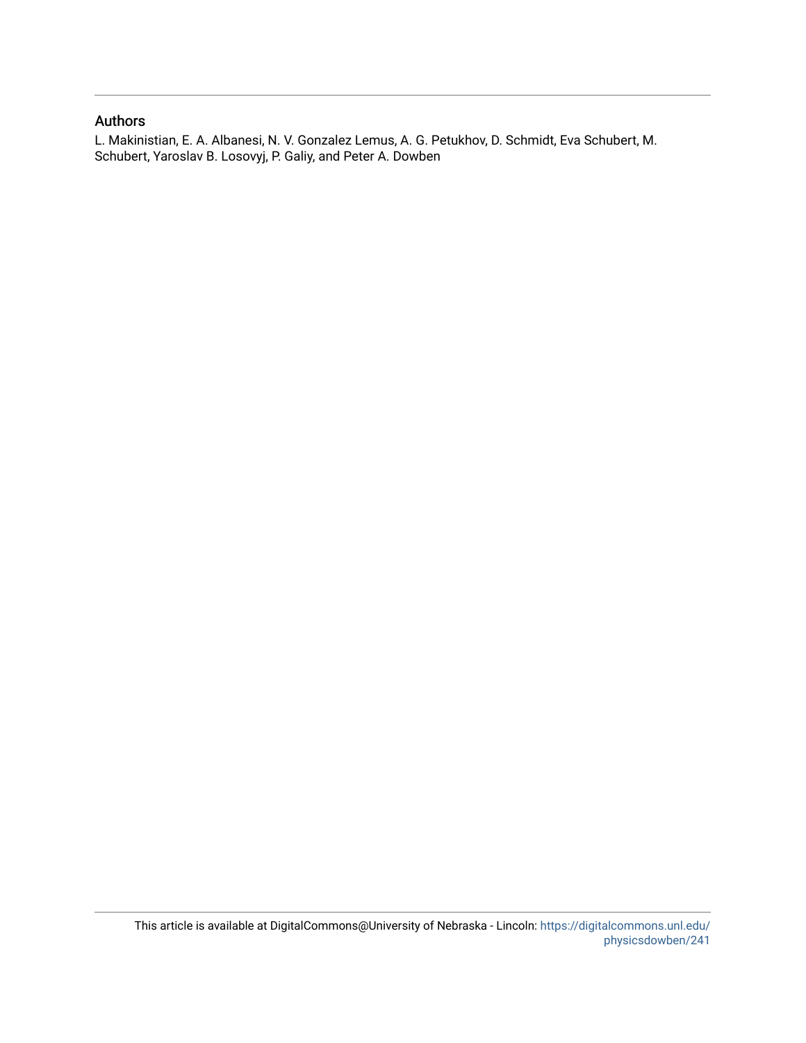## Authors

L. Makinistian, E. A. Albanesi, N. V. Gonzalez Lemus, A. G. Petukhov, D. Schmidt, Eva Schubert, M. Schubert, Yaroslav B. Losovyj, P. Galiy, and Peter A. Dowben

This article is available at DigitalCommons@University of Nebraska - Lincoln: https://digitalcommons.unl.edu/physicsdowben/241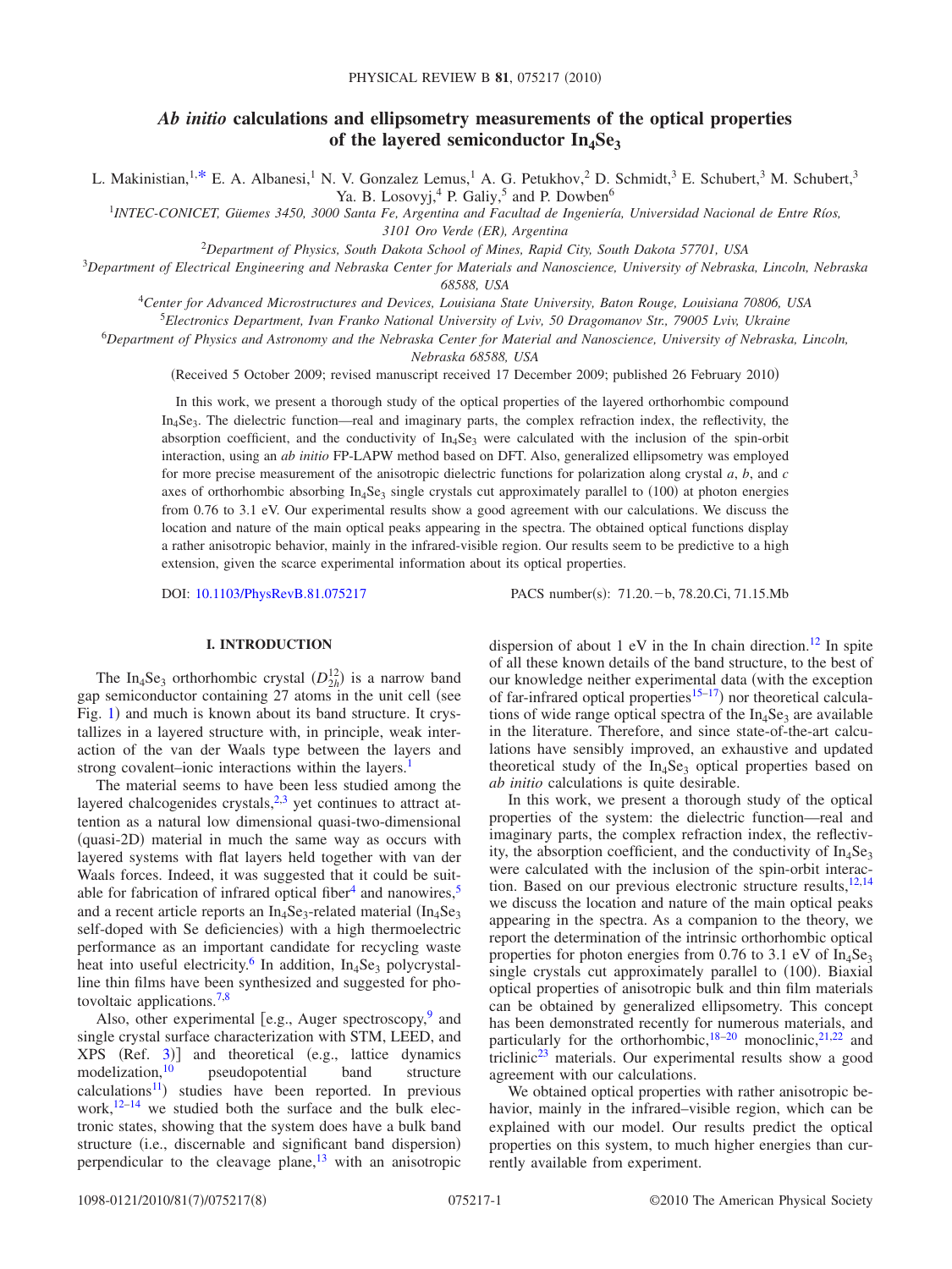# *Ab initio* calculations and ellipsometry measurements of the optical properties of the layered semiconductor $In_4Se_3$

L. Makinistian,[1,*] E. A. Albanesi,[1] N. V. Gonzalez Lemus,[1] A. G. Petukhov,[2] D. Schmidt,[3] E. Schubert,[3] M. Schubert,[3] Ya. B. Losovyj,[4] P. Galiy,[5] and P. Dowben[6]

[1]INTEC-CONICET, Güemes 3450, 3000 Santa Fe, Argentina and Facultad de Ingeniería, Universidad Nacional de Entre Ríos, 3101 Oro Verde (ER), Argentina

[2]Department of Physics, South Dakota School of Mines, Rapid City, South Dakota 57701, USA

[3]Department of Electrical Engineering and Nebraska Center for Materials and Nanoscience, University of Nebraska, Lincoln, Nebraska 68588, USA

[4]Center for Advanced Microstructures and Devices, Louisiana State University, Baton Rouge, Louisiana 70806, USA

[5]Electronics Department, Ivan Franko National University of Lviv, 50 Dragomanov Str., 79005 Lviv, Ukraine

[6]Department of Physics and Astronomy and the Nebraska Center for Material and Nanoscience, University of Nebraska, Lincoln, Nebraska 68588, USA

(Received 5 October 2009; revised manuscript received 17 December 2009; published 26 February 2010)

In this work, we present a thorough study of the optical properties of the layered orthorhombic compound $In_4Se_3$. The dielectric function—real and imaginary parts, the complex refraction index, the reflectivity, the absorption coefficient, and the conductivity of $In_4Se_3$ were calculated with the inclusion of the spin-orbit interaction, using an *ab initio* FP-LAPW method based on DFT. Also, generalized ellipsometry was employed for more precise measurement of the anisotropic dielectric functions for polarization along crystal *a*, *b*, and *c* axes of orthorhombic absorbing $In_4Se_3$ single crystals cut approximately parallel to (100) at photon energies from 0.76 to 3.1 eV. Our experimental results show a good agreement with our calculations. We discuss the location and nature of the main optical peaks appearing in the spectra. The obtained optical functions display a rather anisotropic behavior, mainly in the infrared-visible region. Our results seem to be predictive to a high extension, given the scarce experimental information about its optical properties.

DOI: 10.1103/PhysRevB.81.075217 PACS number(s): 71.20.−b, 78.20.Ci, 71.15.Mb

## I. INTRODUCTION

The $In_4Se_3$ orthorhombic crystal ($D_{2h}^{12}$) is a narrow band gap semiconductor containing 27 atoms in the unit cell (see Fig. 1) and much is known about its band structure. It crystallizes in a layered structure with, in principle, weak interaction of the van der Waals type between the layers and strong covalent–ionic interactions within the layers.[1]

The material seems to have been less studied among the layered chalcogenides crystals,[2,3] yet continues to attract attention as a natural low dimensional quasi-two-dimensional (quasi-2D) material in much the same way as occurs with layered systems with flat layers held together with van der Waals forces. Indeed, it was suggested that it could be suitable for fabrication of infrared optical fiber[4] and nanowires,[5] and a recent article reports an $In_4Se_3$-related material ($In_4Se_3$ self-doped with Se deficiencies) with a high thermoelectric performance as an important candidate for recycling waste heat into useful electricity.[6] In addition, $In_4Se_3$ polycrystalline thin films have been synthesized and suggested for photovoltaic applications.[7,8]

Also, other experimental [e.g., Auger spectroscopy,[9] and single crystal surface characterization with STM, LEED, and XPS (Ref. 3)] and theoretical (e.g., lattice dynamics modelization,[10] pseudopotential band structure calculations[11]) studies have been reported. In previous work,[12–14] we studied both the surface and the bulk electronic states, showing that the system does have a bulk band structure (i.e., discernable and significant band dispersion) perpendicular to the cleavage plane,[13] with an anisotropic dispersion of about 1 eV in the In chain direction.[12] In spite of all these known details of the band structure, to the best of our knowledge neither experimental data (with the exception of far-infrared optical properties[15–17]) nor theoretical calculations of wide range optical spectra of the $In_4Se_3$ are available in the literature. Therefore, and since state-of-the-art calculations have sensibly improved, an exhaustive and updated theoretical study of the $In_4Se_3$ optical properties based on *ab initio* calculations is quite desirable.

In this work, we present a thorough study of the optical properties of the system: the dielectric function—real and imaginary parts, the complex refraction index, the reflectivity, the absorption coefficient, and the conductivity of $In_4Se_3$ were calculated with the inclusion of the spin-orbit interaction. Based on our previous electronic structure results,[12,14] we discuss the location and nature of the main optical peaks appearing in the spectra. As a companion to the theory, we report the determination of the intrinsic orthorhombic optical properties for photon energies from 0.76 to 3.1 eV of $In_4Se_3$ single crystals cut approximately parallel to (100). Biaxial optical properties of anisotropic bulk and thin film materials can be obtained by generalized ellipsometry. This concept has been demonstrated recently for numerous materials, and particularly for the orthorhombic,[18–20] monoclinic,[21,22] and triclinic[23] materials. Our experimental results show a good agreement with our calculations.

We obtained optical properties with rather anisotropic behavior, mainly in the infrared–visible region, which can be explained with our model. Our results predict the optical properties on this system, to much higher energies than currently available from experiment.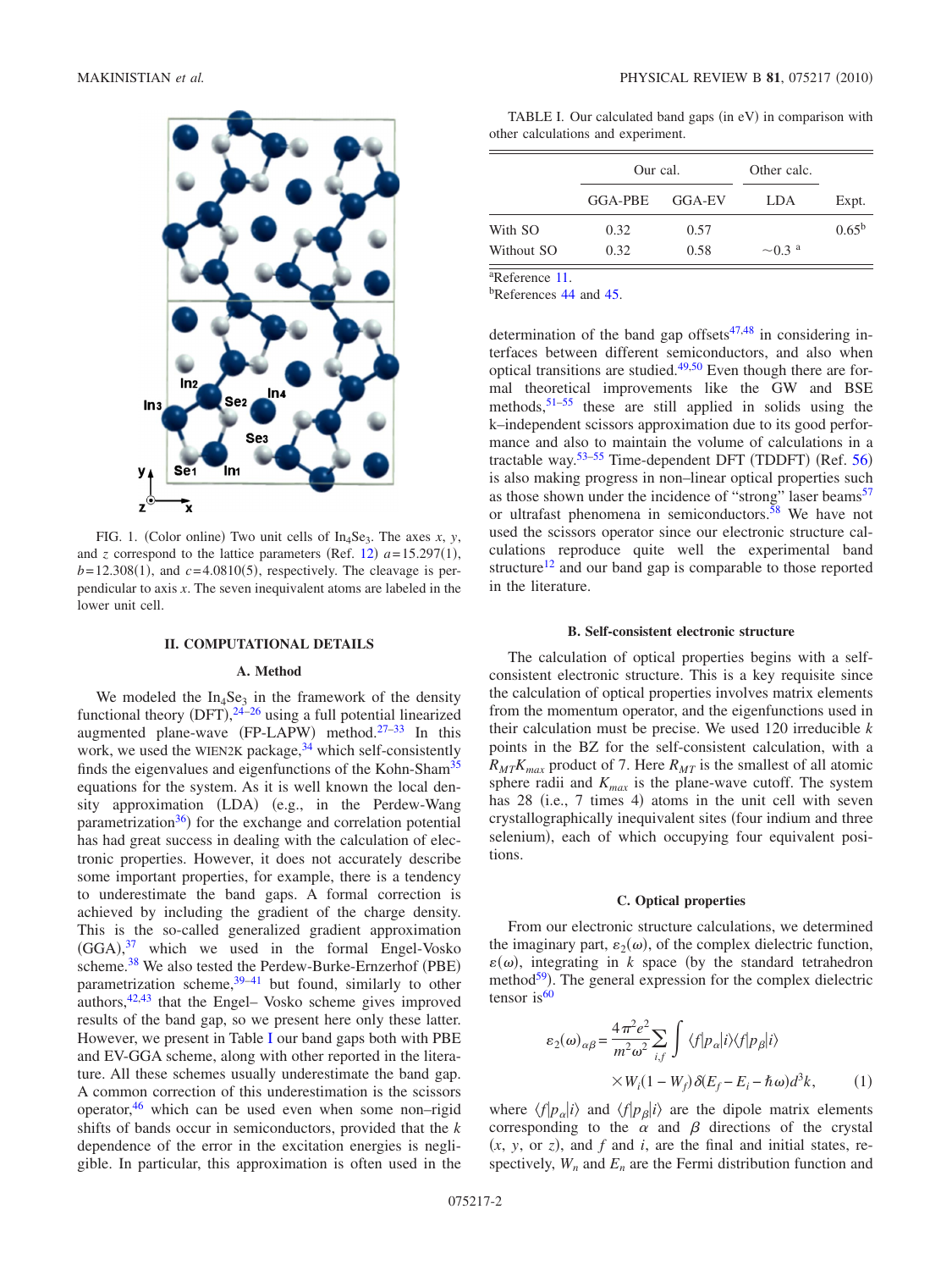FIG. 1. (Color online) Two unit cells of $In_4Se_3$. The axes $x$, $y$, and $z$ correspond to the lattice parameters (Ref. 12) $a=15.297(1)$, $b=12.308(1)$, and $c=4.0810(5)$, respectively. The cleavage is perpendicular to axis $x$. The seven inequivalent atoms are labeled in the lower unit cell.

## II. COMPUTATIONAL DETAILS

### A. Method

We modeled the $In_4Se_3$ in the framework of the density functional theory (DFT),[24–26] using a full potential linearized augmented plane-wave (FP-LAPW) method.[27–33] In this work, we used the WIEN2K package,[34] which self-consistently finds the eigenvalues and eigenfunctions of the Kohn-Sham[35] equations for the system. As it is well known the local density approximation (LDA) (e.g., in the Perdew-Wang parametrization[36]) for the exchange and correlation potential has had great success in dealing with the calculation of electronic properties. However, it does not accurately describe some important properties, for example, there is a tendency to underestimate the band gaps. A formal correction is achieved by including the gradient of the charge density. This is the so-called generalized gradient approximation (GGA),[37] which we used in the formal Engel-Vosko scheme.[38] We also tested the Perdew-Burke-Ernzerhof (PBE) parametrization scheme,[39–41] but found, similarly to other authors,[42,43] that the Engel– Vosko scheme gives improved results of the band gap, so we present here only these latter. However, we present in Table I our band gaps both with PBE and EV-GGA scheme, along with other reported in the literature. All these schemes usually underestimate the band gap. A common correction of this underestimation is the scissors operator,[46] which can be used even when some non–rigid shifts of bands occur in semiconductors, provided that the $k$ dependence of the error in the excitation energies is negligible. In particular, this approximation is often used in the determination of the band gap offsets[47,48] in considering interfaces between different semiconductors, and also when optical transitions are studied.[49,50] Even though there are formal theoretical improvements like the GW and BSE methods,[51–55] these are still applied in solids using the k–independent scissors approximation due to its good performance and also to maintain the volume of calculations in a tractable way.[53–55] Time-dependent DFT (TDDFT) (Ref. 56) is also making progress in non–linear optical properties such as those shown under the incidence of "strong" laser beams[57] or ultrafast phenomena in semiconductors.[58] We have not used the scissors operator since our electronic structure calculations reproduce quite well the experimental band structure[12] and our band gap is comparable to those reported in the literature.

TABLE I. Our calculated band gaps (in eV) in comparison with other calculations and experiment.

| | Our cal. | | Other calc. | |
|---|---|---|---|---|
| | GGA-PBE | GGA-EV | LDA | Expt. |
| With SO | 0.32 | 0.57 | | 0.65[b] |
| Without SO | 0.32 | 0.58 | ~0.3 [a] | |

[a]Reference 11.
[b]References 44 and 45.

### B. Self-consistent electronic structure

The calculation of optical properties begins with a self-consistent electronic structure. This is a key requisite since the calculation of optical properties involves matrix elements from the momentum operator, and the eigenfunctions used in their calculation must be precise. We used 120 irreducible $k$ points in the BZ for the self-consistent calculation, with a $R_{MT}K_{max}$ product of 7. Here $R_{MT}$ is the smallest of all atomic sphere radii and $K_{max}$ is the plane-wave cutoff. The system has 28 (i.e., 7 times 4) atoms in the unit cell with seven crystallographically inequivalent sites (four indium and three selenium), each of which occupying four equivalent positions.

### C. Optical properties

From our electronic structure calculations, we determined the imaginary part, $\varepsilon_2(\omega)$, of the complex dielectric function, $\varepsilon(\omega)$, integrating in $k$ space (by the standard tetrahedron method[59]). The general expression for the complex dielectric tensor is[60]

$$\varepsilon_2(\omega)_{\alpha\beta} = \frac{4\pi^2 e^2}{m^2\omega^2}\sum_{i,f}\int \langle f|p_\alpha|i\rangle\langle f|p_\beta|i\rangle \times W_i(1-W_f)\delta(E_f-E_i-\hbar\omega)d^3k, \qquad (1)$$

where $\langle f|p_\alpha|i\rangle$ and $\langle f|p_\beta|i\rangle$ are the dipole matrix elements corresponding to the $\alpha$ and $\beta$ directions of the crystal ($x$, $y$, or $z$), and $f$ and $i$, are the final and initial states, respectively, $W_n$ and $E_n$ are the Fermi distribution function and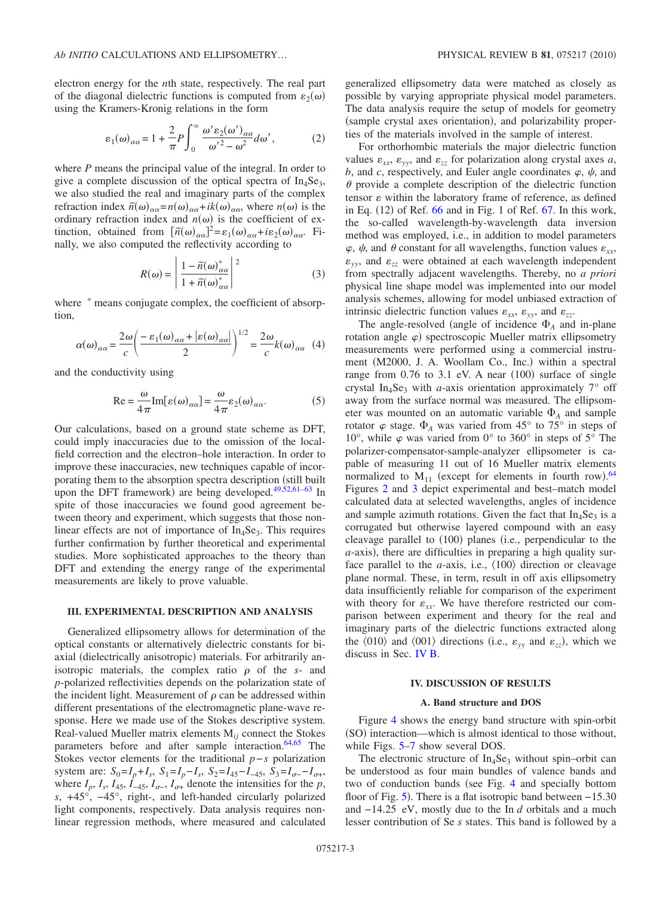electron energy for the $n$th state, respectively. The real part of the diagonal dielectric functions is computed from $\varepsilon_2(\omega)$ using the Kramers-Kronig relations in the form

$$\varepsilon_1(\omega)_{\alpha\alpha} = 1 + \frac{2}{\pi} P \int_0^\infty \frac{\omega' \varepsilon_2(\omega')_{\alpha\alpha}}{\omega'^2 - \omega^2} d\omega', \tag{2}$$

where $P$ means the principal value of the integral. In order to give a complete discussion of the optical spectra of $In_4Se_3$, we also studied the real and imaginary parts of the complex refraction index $\tilde{n}(\omega)_{\alpha\alpha} = n(\omega)_{\alpha\alpha} + ik(\omega)_{\alpha\alpha}$, where $n(\omega)$ is the ordinary refraction index and $n(\omega)$ is the coefficient of extinction, obtained from $[\tilde{n}(\omega)_{\alpha\alpha}]^2 = \varepsilon_1(\omega)_{\alpha\alpha} + i\varepsilon_2(\omega)_{\alpha\alpha}$. Finally, we also computed the reflectivity according to

$$R(\omega) = \left| \frac{1 - \tilde{n}(\omega)^*_{\alpha\alpha}}{1 + \tilde{n}(\omega)^*_{\alpha\alpha}} \right|^2 \tag{3}$$

where $^*$ means conjugate complex, the coefficient of absorption,

$$\alpha(\omega)_{\alpha\alpha} = \frac{2\omega}{c} \left( \frac{-\varepsilon_1(\omega)_{\alpha\alpha} + |\varepsilon(\omega)_{\alpha\alpha}|}{2} \right)^{1/2} = \frac{2\omega}{c} k(\omega)_{\alpha\alpha} \tag{4}$$

and the conductivity using

$$\text{Re} = \frac{\omega}{4\pi} \text{Im}[\varepsilon(\omega)_{\alpha\alpha}] = \frac{\omega}{4\pi} \varepsilon_2(\omega)_{\alpha\alpha}. \tag{5}$$

Our calculations, based on a ground state scheme as DFT, could imply inaccuracies due to the omission of the local-field correction and the electron–hole interaction. In order to improve these inaccuracies, new techniques capable of incorporating them to the absorption spectra description (still built upon the DFT framework) are being developed.[49,52,61–63] In spite of those inaccuracies we found good agreement between theory and experiment, which suggests that those non-linear effects are not of importance for $In_4Se_3$. This requires further confirmation by further theoretical and experimental studies. More sophisticated approaches to the theory than DFT and extending the energy range of the experimental measurements are likely to prove valuable.

### III. EXPERIMENTAL DESCRIPTION AND ANALYSIS

Generalized ellipsometry allows for determination of the optical constants or alternatively dielectric constants for biaxial (dielectrically anisotropic) materials. For arbitrarily anisotropic materials, the complex ratio $\rho$ of the $s$- and $p$-polarized reflectivities depends on the polarization state of the incident light. Measurement of $\rho$ can be addressed within different presentations of the electromagnetic plane-wave response. Here we made use of the Stokes descriptive system. Real-valued Mueller matrix elements $M_{ij}$ connect the Stokes parameters before and after sample interaction.[64,65] The Stokes vector elements for the traditional $p-s$ polarization system are: $S_0 = I_p + I_s$, $S_1 = I_p - I_s$, $S_2 = I_{45} - I_{-45}$, $S_3 = I_{\sigma-} - I_{\sigma+}$, where $I_p$, $I_s$, $I_{45}$, $I_{-45}$, $I_{\sigma-}$, $I_{\sigma+}$ denote the intensities for the $p$, $s$, $+45°$, $-45°$, right-, and left-handed circularly polarized light components, respectively. Data analysis requires non-linear regression methods, where measured and calculated generalized ellipsometry data were matched as closely as possible by varying appropriate physical model parameters. The data analysis require the setup of models for geometry (sample crystal axes orientation), and polarizability properties of the materials involved in the sample of interest.

For orthorhombic materials the major dielectric function values $\varepsilon_{xx}$, $\varepsilon_{yy}$, and $\varepsilon_{zz}$ for polarization along crystal axes $a$, $b$, and $c$, respectively, and Euler angle coordinates $\varphi$, $\psi$, and $\theta$ provide a complete description of the dielectric function tensor $\varepsilon$ within the laboratory frame of reference, as defined in Eq. (12) of Ref. 66 and in Fig. 1 of Ref. 67. In this work, the so-called wavelength-by-wavelength data inversion method was employed, i.e., in addition to model parameters $\varphi$, $\psi$, and $\theta$ constant for all wavelengths, function values $\varepsilon_{xx}$, $\varepsilon_{yy}$, and $\varepsilon_{zz}$ were obtained at each wavelength independent from spectrally adjacent wavelengths. Thereby, no *a priori* physical line shape model was implemented into our model analysis schemes, allowing for model unbiased extraction of intrinsic dielectric function values $\varepsilon_{xx}$, $\varepsilon_{yy}$, and $\varepsilon_{zz}$.

The angle-resolved (angle of incidence $\Phi_A$ and in-plane rotation angle $\varphi$) spectroscopic Mueller matrix ellipsometry measurements were performed using a commercial instrument (M2000, J. A. Woollam Co., Inc.) within a spectral range from 0.76 to 3.1 eV. A near (100) surface of single crystal $In_4Se_3$ with $a$-axis orientation approximately 7° off away from the surface normal was measured. The ellipsometer was mounted on an automatic variable $\Phi_A$ and sample rotator $\varphi$ stage. $\Phi_A$ was varied from 45° to 75° in steps of 10°, while $\varphi$ was varied from 0° to 360° in steps of 5° The polarizer-compensator-sample-analyzer ellipsometer is capable of measuring 11 out of 16 Mueller matrix elements normalized to $M_{11}$ (except for elements in fourth row).[64] Figures 2 and 3 depict experimental and best–match model calculated data at selected wavelengths, angles of incidence and sample azimuth rotations. Given the fact that $In_4Se_3$ is a corrugated but otherwise layered compound with an easy cleavage parallel to (100) planes (i.e., perpendicular to the $a$-axis), there are difficulties in preparing a high quality surface parallel to the $a$-axis, i.e., ⟨100⟩ direction or cleavage plane normal. These, in term, result in off axis ellipsometry data insufficiently reliable for comparison of the experiment with theory for $\varepsilon_{xx}$. We have therefore restricted our comparison between experiment and theory for the real and imaginary parts of the dielectric functions extracted along the ⟨010⟩ and ⟨001⟩ directions (i.e., $\varepsilon_{yy}$ and $\varepsilon_{zz}$), which we discuss in Sec. IV B.

### IV. DISCUSSION OF RESULTS

#### A. Band structure and DOS

Figure 4 shows the energy band structure with spin-orbit (SO) interaction—which is almost identical to those without, while Figs. 5–7 show several DOS.

The electronic structure of $In_4Se_3$ without spin–orbit can be understood as four main bundles of valence bands and two of conduction bands (see Fig. 4 and specially bottom floor of Fig. 5). There is a flat isotropic band between −15.30 and −14.25 eV, mostly due to the In $d$ orbitals and a much lesser contribution of Se $s$ states. This band is followed by a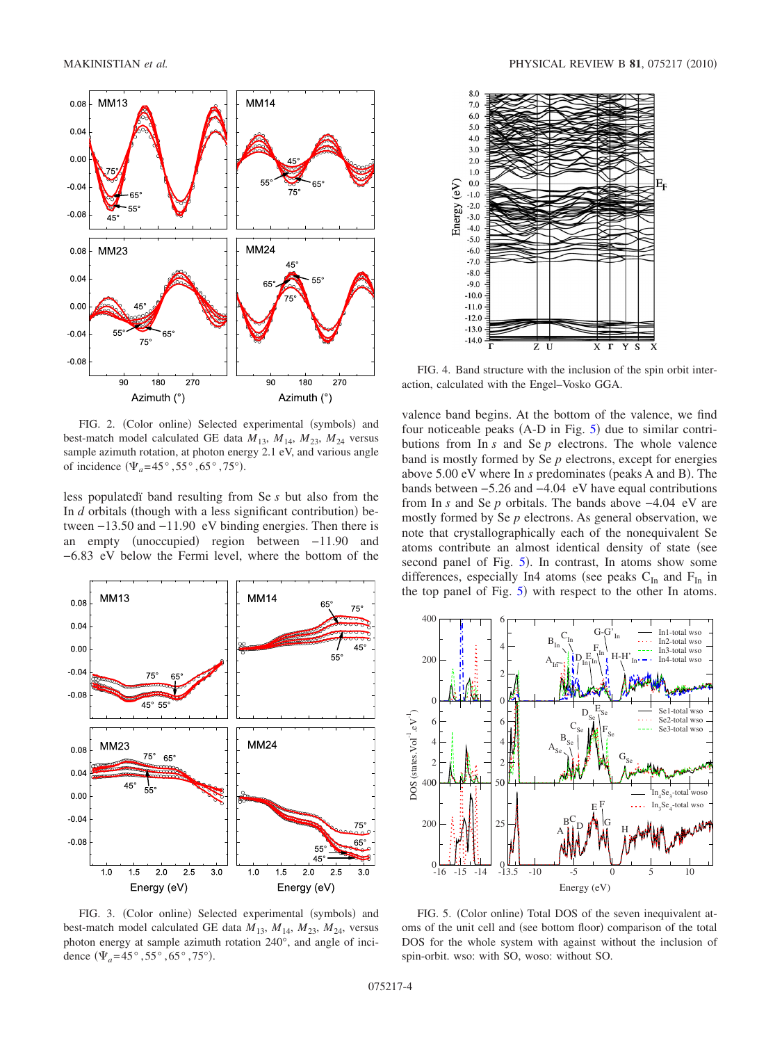FIG. 2. (Color online) Selected experimental (symbols) and best-match model calculated GE data $M_{13}$, $M_{14}$, $M_{23}$, $M_{24}$ versus sample azimuth rotation, at photon energy 2.1 eV, and various angle of incidence ($\Psi_a = 45°, 55°, 65°, 75°$).

less populated̈ band resulting from Se $s$ but also from the In $d$ orbitals (though with a less significant contribution) between −13.50 and −11.90 eV binding energies. Then there is an empty (unoccupied) region between −11.90 and −6.83 eV below the Fermi level, where the bottom of the valence band begins. At the bottom of the valence, we find four noticeable peaks (A-D in Fig. 5) due to similar contributions from In $s$ and Se $p$ electrons. The whole valence band is mostly formed by Se $p$ electrons, except for energies above 5.00 eV where In $s$ predominates (peaks A and B). The bands between −5.26 and −4.04 eV have equal contributions from In $s$ and Se $p$ orbitals. The bands above −4.04 eV are mostly formed by Se $p$ electrons. As general observation, we note that crystallographically each of the nonequivalent Se atoms contribute an almost identical density of state (see second panel of Fig. 5). In contrast, In atoms show some differences, especially In4 atoms (see peaks $C_{In}$ and $F_{In}$ in the top panel of Fig. 5) with respect to the other In atoms.

FIG. 3. (Color online) Selected experimental (symbols) and best-match model calculated GE data $M_{13}$, $M_{14}$, $M_{23}$, $M_{24}$ versus photon energy at sample azimuth rotation 240°, and angle of incidence ($\Psi_a = 45°, 55°, 65°, 75°$).

FIG. 4. Band structure with the inclusion of the spin orbit interaction, calculated with the Engel–Vosko GGA.

FIG. 5. (Color online) Total DOS of the seven inequivalent atoms of the unit cell and (see bottom floor) comparison of the total DOS for the whole system with against without the inclusion of spin-orbit. wso: with SO, woso: without SO.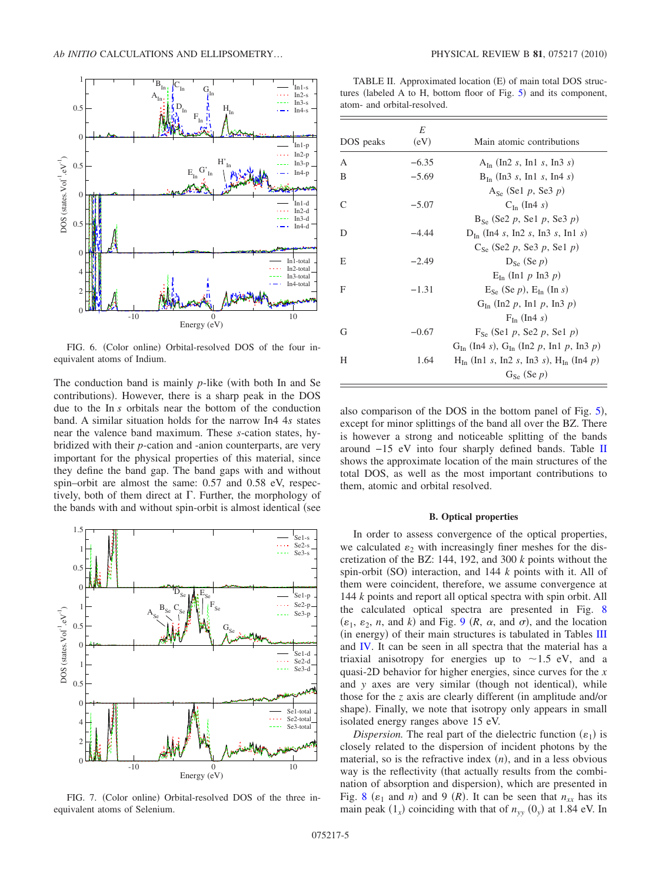FIG. 6. (Color online) Orbital-resolved DOS of the four inequivalent atoms of Indium.

The conduction band is mainly $p$-like (with both In and Se contributions). However, there is a sharp peak in the DOS due to the In $s$ orbitals near the bottom of the conduction band. A similar situation holds for the narrow In4 4$s$ states near the valence band maximum. These $s$-cation states, hybridized with their $p$-cation and -anion counterparts, are very important for the physical properties of this material, since they define the band gap. The band gaps with and without spin–orbit are almost the same: 0.57 and 0.58 eV, respectively, both of them direct at Γ. Further, the morphology of the bands with and without spin-orbit is almost identical (see also comparison of the DOS in the bottom panel of Fig. 5), except for minor splittings of the band all over the BZ. There is however a strong and noticeable splitting of the bands around −15 eV into four sharply defined bands. Table II shows the approximate location of the main structures of the total DOS, as well as the most important contributions to them, atomic and orbital resolved.

FIG. 7. (Color online) Orbital-resolved DOS of the three inequivalent atoms of Selenium.

TABLE II. Approximated location (E) of main total DOS structures (labeled A to H, bottom floor of Fig. 5) and its component, atom- and orbital-resolved.

| DOS peaks | $E$ (eV) | Main atomic contributions |
|---|---|---|
| A | −6.35 | $A_{In}$ (In2 $s$, In1 $s$, In3 $s$) |
| B | −5.69 | $B_{In}$ (In3 $s$, In1 $s$, In4 $s$) |
| | | $A_{Se}$ (Se1 $p$, Se3 $p$) |
| C | −5.07 | $C_{In}$ (In4 $s$) |
| | | $B_{Se}$ (Se2 $p$, Se1 $p$, Se3 $p$) |
| D | −4.44 | $D_{In}$ (In4 $s$, In2 $s$, In3 $s$, In1 $s$) |
| | | $C_{Se}$ (Se2 $p$, Se3 $p$, Se1 $p$) |
| E | −2.49 | $D_{Se}$ (Se $p$) |
| | | $E_{In}$ (In1 $p$ In3 $p$) |
| F | −1.31 | $E_{Se}$ (Se $p$), $E_{In}$ (In $s$) |
| | | $G_{In}$ (In2 $p$, In1 $p$, In3 $p$) |
| | | $F_{In}$ (In4 $s$) |
| G | −0.67 | $F_{Se}$ (Se1 $p$, Se2 $p$, Se1 $p$) |
| | | $G_{In}$ (In4 $s$), $G_{In}$ (In2 $p$, In1 $p$, In3 $p$) |
| H | 1.64 | $H_{In}$ (In1 $s$, In2 $s$, In3 $s$), $H_{In}$ (In4 $p$) |
| | | $G_{Se}$ (Se $p$) |

### B. Optical properties

In order to assess convergence of the optical properties, we calculated $\varepsilon_2$ with increasingly finer meshes for the discretization of the BZ: 144, 192, and 300 $k$ points without the spin-orbit (SO) interaction, and 144 $k$ points with it. All of them were coincident, therefore, we assume convergence at 144 $k$ points and report all optical spectra with spin orbit. All the calculated optical spectra are presented in Fig. 8 ($\varepsilon_1$, $\varepsilon_2$, $n$, and $k$) and Fig. 9 ($R$, $\alpha$, and $\sigma$), and the location (in energy) of their main structures is tabulated in Tables III and IV. It can be seen in all spectra that the material has a triaxial anisotropy for energies up to ~1.5 eV, and a quasi-2D behavior for higher energies, since curves for the $x$ and $y$ axes are very similar (though not identical), while those for the $z$ axis are clearly different (in amplitude and/or shape). Finally, we note that isotropy only appears in small isolated energy ranges above 15 eV.

*Dispersion.* The real part of the dielectric function ($\varepsilon_1$) is closely related to the dispersion of incident photons by the material, so is the refractive index ($n$), and in a less obvious way is the reflectivity (that actually results from the combination of absorption and dispersion), which are presented in Fig. 8 ($\varepsilon_1$ and $n$) and 9 ($R$). It can be seen that $n_{xx}$ has its main peak ($1_x$) coinciding with that of $n_{yy}$ ($0_y$) at 1.84 eV. In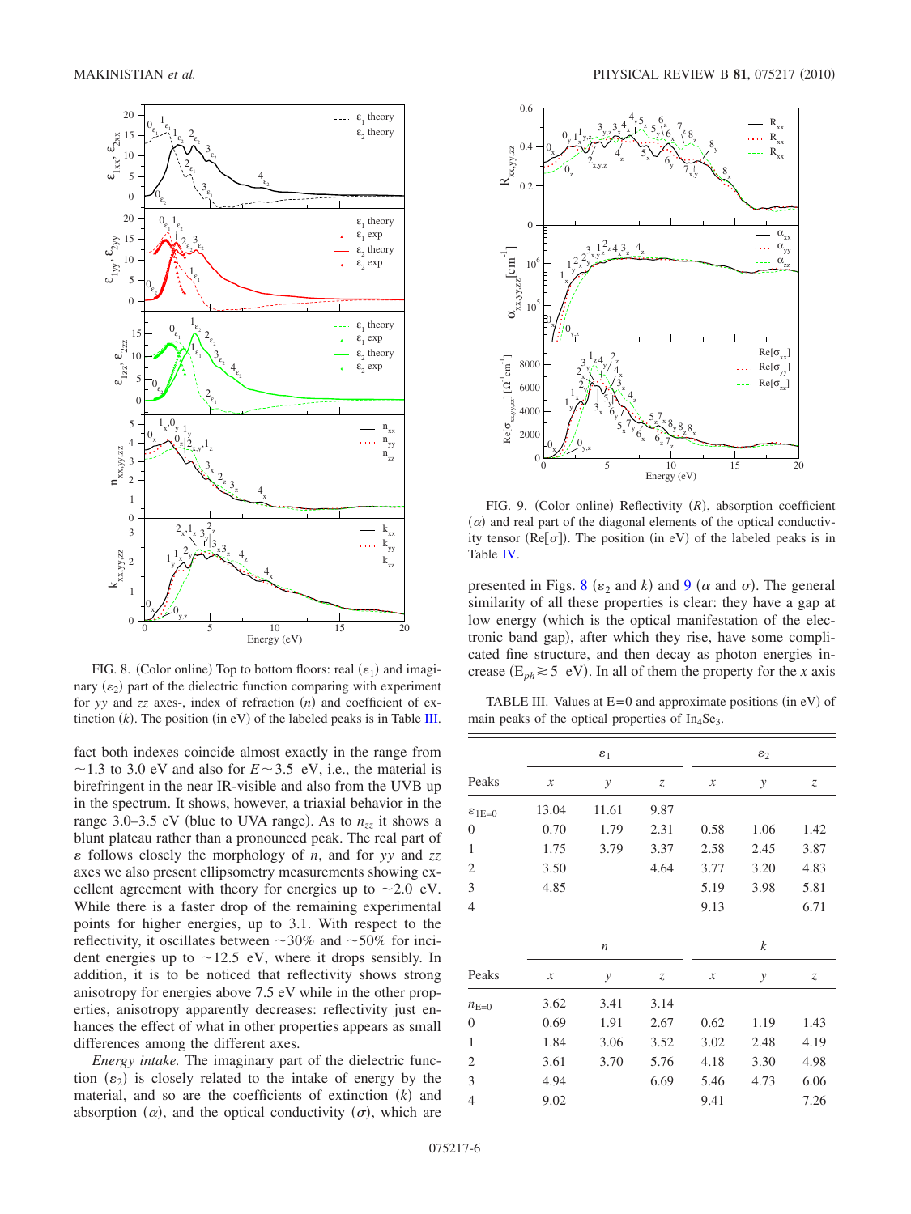FIG. 8. (Color online) Top to bottom floors: real ($\varepsilon_1$) and imaginary ($\varepsilon_2$) part of the dielectric function comparing with experiment for *yy* and *zz* axes-, index of refraction ($n$) and coefficient of extinction ($k$). The position (in eV) of the labeled peaks is in Table III.

fact both indexes coincide almost exactly in the range from ~1.3 to 3.0 eV and also for $E \sim 3.5$ eV, i.e., the material is birefringent in the near IR-visible and also from the UVB up in the spectrum. It shows, however, a triaxial behavior in the range 3.0–3.5 eV (blue to UVA range). As to $n_{zz}$ it shows a blunt plateau rather than a pronounced peak. The real part of $\varepsilon$ follows closely the morphology of $n$, and for *yy* and *zz* axes we also present ellipsometry measurements showing excellent agreement with theory for energies up to ~2.0 eV. While there is a faster drop of the remaining experimental points for higher energies, up to 3.1. With respect to the reflectivity, it oscillates between ~30% and ~50% for incident energies up to ~12.5 eV, where it drops sensibly. In addition, it is to be noticed that reflectivity shows strong anisotropy for energies above 7.5 eV while in the other properties, anisotropy apparently decreases: reflectivity just enhances the effect of what in other properties appears as small differences among the different axes.

*Energy intake.* The imaginary part of the dielectric function ($\varepsilon_2$) is closely related to the intake of energy by the material, and so are the coefficients of extinction ($k$) and absorption ($\alpha$), and the optical conductivity ($\sigma$), which are presented in Figs. 8 ($\varepsilon_2$ and $k$) and 9 ($\alpha$ and $\sigma$). The general similarity of all these properties is clear: they have a gap at low energy (which is the optical manifestation of the electronic band gap), after which they rise, have some complicated fine structure, and then decay as photon energies increase ($E_{ph} \gtrsim 5$ eV). In all of them the property for the *x* axis

FIG. 9. (Color online) Reflectivity ($R$), absorption coefficient ($\alpha$) and real part of the diagonal elements of the optical conductivity tensor (Re[$\sigma$]). The position (in eV) of the labeled peaks is in Table IV.

TABLE III. Values at E=0 and approximate positions (in eV) of main peaks of the optical properties of $In_4Se_3$.

| | $\varepsilon_1$ | | | $\varepsilon_2$ | | |
|---|---|---|---|---|---|---|
| Peaks | *x* | *y* | *z* | *x* | *y* | *z* |
| $\varepsilon_{1E=0}$ | 13.04 | 11.61 | 9.87 | | | |
| 0 | 0.70 | 1.79 | 2.31 | 0.58 | 1.06 | 1.42 |
| 1 | 1.75 | 3.79 | 3.37 | 2.58 | 2.45 | 3.87 |
| 2 | 3.50 | | 4.64 | 3.77 | 3.20 | 4.83 |
| 3 | 4.85 | | | 5.19 | 3.98 | 5.81 |
| 4 | | | | 9.13 | | 6.71 |
| | $n$ | | | $k$ | | |
| Peaks | *x* | *y* | *z* | *x* | *y* | *z* |
| $n_{E=0}$ | 3.62 | 3.41 | 3.14 | | | |
| 0 | 0.69 | 1.91 | 2.67 | 0.62 | 1.19 | 1.43 |
| 1 | 1.84 | 3.06 | 3.52 | 3.02 | 2.48 | 4.19 |
| 2 | 3.61 | 3.70 | 5.76 | 4.18 | 3.30 | 4.98 |
| 3 | 4.94 | | 6.69 | 5.46 | 4.73 | 6.06 |
| 4 | 9.02 | | | 9.41 | | 7.26 |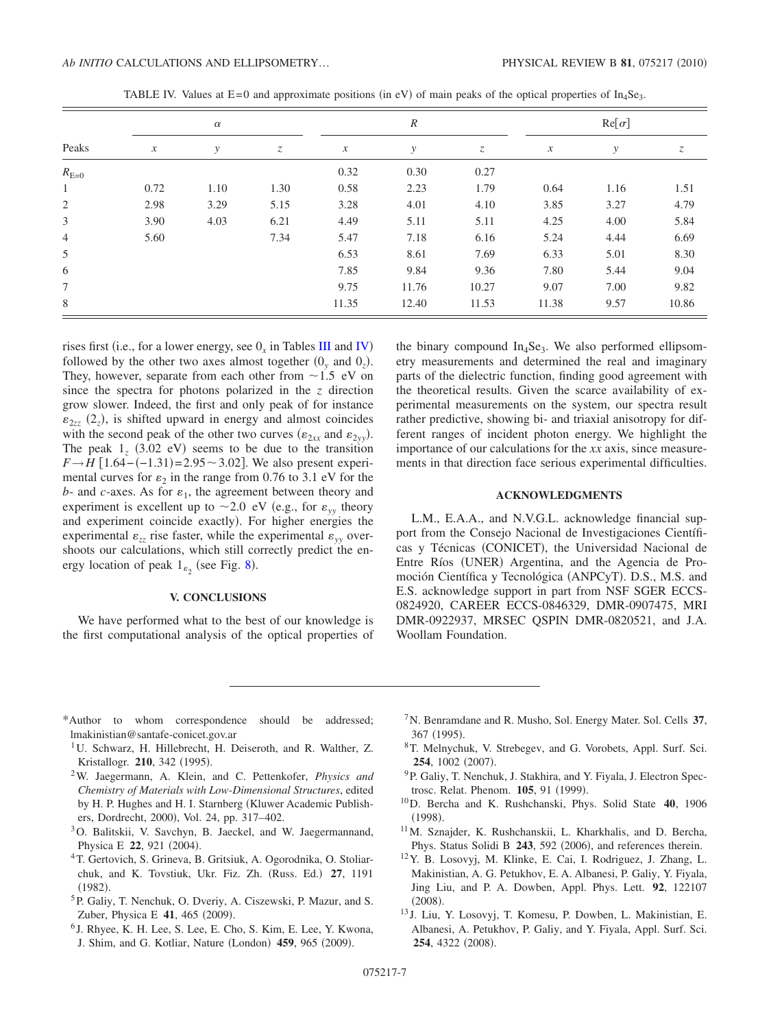TABLE IV. Values at E=0 and approximate positions (in eV) of main peaks of the optical properties of $In_4Se_3$.

| Peaks | $\alpha$ | | | $R$ | | | Re[$\sigma$] | | |
|---|---|---|---|---|---|---|---|---|---|
| | $x$ | $y$ | $z$ | $x$ | $y$ | $z$ | $x$ | $y$ | $z$ |
| $R_{E=0}$ | | | | 0.32 | 0.30 | 0.27 | | | |
| 1 | 0.72 | 1.10 | 1.30 | 0.58 | 2.23 | 1.79 | 0.64 | 1.16 | 1.51 |
| 2 | 2.98 | 3.29 | 5.15 | 3.28 | 4.01 | 4.10 | 3.85 | 3.27 | 4.79 |
| 3 | 3.90 | 4.03 | 6.21 | 4.49 | 5.11 | 5.11 | 4.25 | 4.00 | 5.84 |
| 4 | 5.60 | | 7.34 | 5.47 | 7.18 | 6.16 | 5.24 | 4.44 | 6.69 |
| 5 | | | | 6.53 | 8.61 | 7.69 | 6.33 | 5.01 | 8.30 |
| 6 | | | | 7.85 | 9.84 | 9.36 | 7.80 | 5.44 | 9.04 |
| 7 | | | | 9.75 | 11.76 | 10.27 | 9.07 | 7.00 | 9.82 |
| 8 | | | | 11.35 | 12.40 | 11.53 | 11.38 | 9.57 | 10.86 |

rises first (i.e., for a lower energy, see $0_x$ in Tables III and IV) followed by the other two axes almost together ($0_y$ and $0_z$). They, however, separate from each other from ~1.5 eV on since the spectra for photons polarized in the $z$ direction grow slower. Indeed, the first and only peak of for instance $\varepsilon_{2zz}$ ($2_z$), is shifted upward in energy and almost coincides with the second peak of the other two curves ($\varepsilon_{2xx}$ and $\varepsilon_{2yy}$). The peak $1_z$ (3.02 eV) seems to be due to the transition $F \rightarrow H$ [$1.64-(-1.31)=2.95 \sim 3.02$]. We also present experimental curves for $\varepsilon_2$ in the range from 0.76 to 3.1 eV for the $b$- and $c$-axes. As for $\varepsilon_1$, the agreement between theory and experiment is excellent up to ~2.0 eV (e.g., for $\varepsilon_{yy}$ theory and experiment coincide exactly). For higher energies the experimental $\varepsilon_{zz}$ rise faster, while the experimental $\varepsilon_{yy}$ overshoots our calculations, which still correctly predict the energy location of peak $1_{\varepsilon_2}$ (see Fig. 8).

## V. CONCLUSIONS

We have performed what to the best of our knowledge is the first computational analysis of the optical properties of the binary compound $In_4Se_3$. We also performed ellipsometry measurements and determined the real and imaginary parts of the dielectric function, finding good agreement with the theoretical results. Given the scarce availability of experimental measurements on the system, our spectra result rather predictive, showing bi- and triaxial anisotropy for different ranges of incident photon energy. We highlight the importance of our calculations for the $xx$ axis, since measurements in that direction face serious experimental difficulties.

## ACKNOWLEDGMENTS

L.M., E.A.A., and N.V.G.L. acknowledge financial support from the Consejo Nacional de Investigaciones Científicas y Técnicas (CONICET), the Universidad Nacional de Entre Ríos (UNER) Argentina, and the Agencia de Promoción Científica y Tecnológica (ANPCyT). D.S., M.S. and E.S. acknowledge support in part from NSF SGER ECCS-0824920, CAREER ECCS-0846329, DMR-0907475, MRI DMR-0922937, MRSEC QSPIN DMR-0820521, and J.A. Woollam Foundation.

---

*Author to whom correspondence should be addressed; lmakinistian@santafe-conicet.gov.ar

[1] U. Schwarz, H. Hillebrecht, H. Deiseroth, and R. Walther, Z. Kristallogr. **210**, 342 (1995).

[2] W. Jaegermann, A. Klein, and C. Pettenkofer, *Physics and Chemistry of Materials with Low-Dimensional Structures*, edited by H. P. Hughes and H. I. Starnberg (Kluwer Academic Publishers, Dordrecht, 2000), Vol. 24, pp. 317–402.

[3] O. Balitskii, V. Savchyn, B. Jaeckel, and W. Jaegermannand, Physica E **22**, 921 (2004).

[4] T. Gertovich, S. Grineva, B. Gritsiuk, A. Ogorodnika, O. Stoliarchuk, and K. Tovstiuk, Ukr. Fiz. Zh. (Russ. Ed.) **27**, 1191 (1982).

[5] P. Galiy, T. Nenchuk, O. Dveriy, A. Ciszewski, P. Mazur, and S. Zuber, Physica E **41**, 465 (2009).

[6] J. Rhyee, K. H. Lee, S. Lee, E. Cho, S. Kim, E. Lee, Y. Kwona, J. Shim, and G. Kotliar, Nature (London) **459**, 965 (2009).

[7] N. Benramdane and R. Musho, Sol. Energy Mater. Sol. Cells **37**, 367 (1995).

[8] T. Melnychuk, V. Strebegev, and G. Vorobets, Appl. Surf. Sci. **254**, 1002 (2007).

[9] P. Galiy, T. Nenchuk, J. Stakhira, and Y. Fiyala, J. Electron Spectrosc. Relat. Phenom. **105**, 91 (1999).

[10] D. Bercha and K. Rushchanski, Phys. Solid State **40**, 1906 (1998).

[11] M. Sznajder, K. Rushchanskii, L. Kharkhalis, and D. Bercha, Phys. Status Solidi B **243**, 592 (2006), and references therein.

[12] Y. B. Losovyj, M. Klinke, E. Cai, I. Rodriguez, J. Zhang, L. Makinistian, A. G. Petukhov, E. A. Albanesi, P. Galiy, Y. Fiyala, Jing Liu, and P. A. Dowben, Appl. Phys. Lett. **92**, 122107 (2008).

[13] J. Liu, Y. Losovyj, T. Komesu, P. Dowben, L. Makinistian, E. Albanesi, A. Petukhov, P. Galiy, and Y. Fiyala, Appl. Surf. Sci. **254**, 4322 (2008).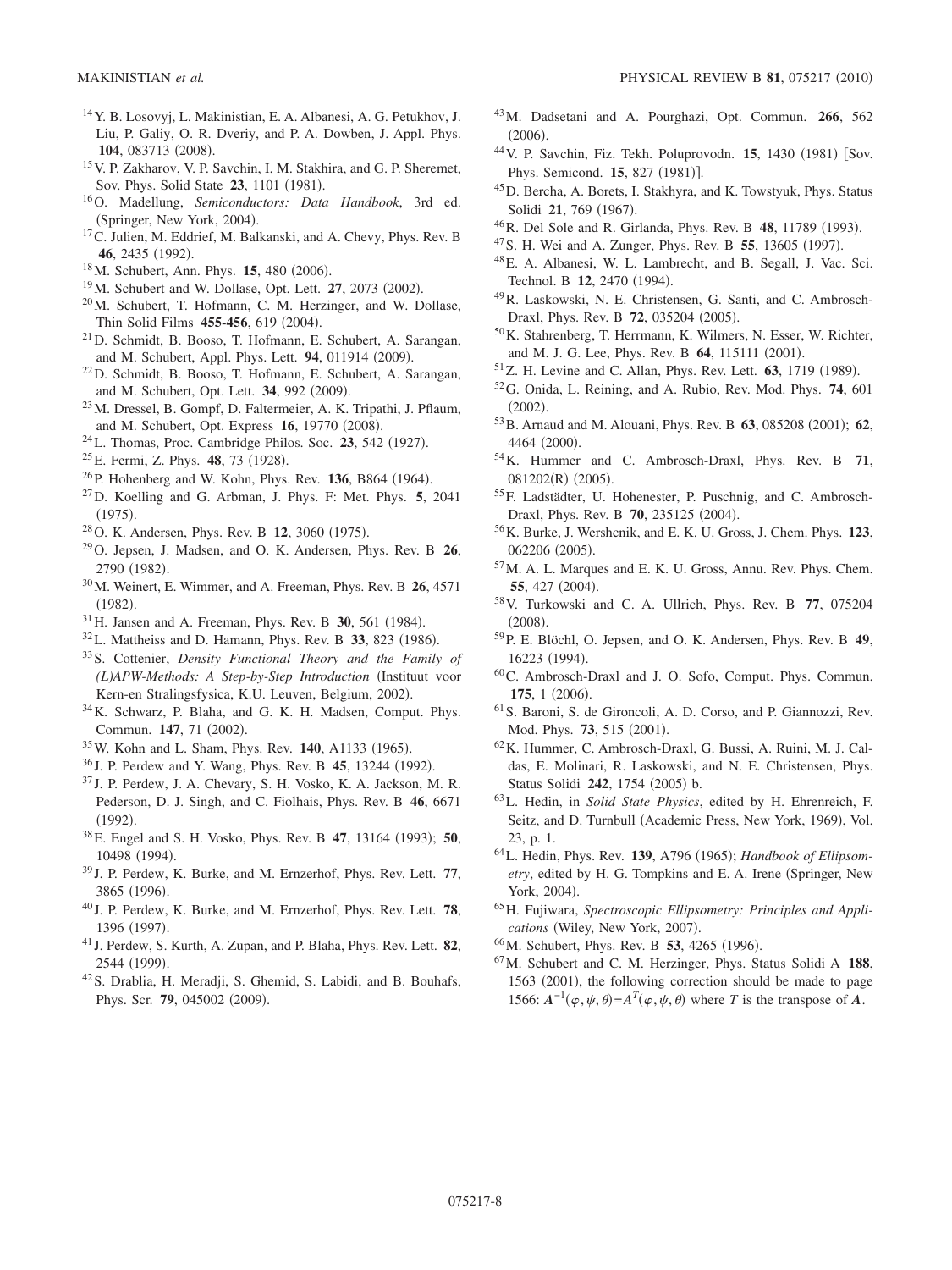[14] Y. B. Losovyj, L. Makinistian, E. A. Albanesi, A. G. Petukhov, J. Liu, P. Galiy, O. R. Dveriy, and P. A. Dowben, J. Appl. Phys. **104**, 083713 (2008).

[15] V. P. Zakharov, V. P. Savchin, I. M. Stakhira, and G. P. Sheremet, Sov. Phys. Solid State **23**, 1101 (1981).

[16] O. Madellung, *Semiconductors: Data Handbook*, 3rd ed. (Springer, New York, 2004).

[17] C. Julien, M. Eddrief, M. Balkanski, and A. Chevy, Phys. Rev. B **46**, 2435 (1992).

[18] M. Schubert, Ann. Phys. **15**, 480 (2006).

[19] M. Schubert and W. Dollase, Opt. Lett. **27**, 2073 (2002).

[20] M. Schubert, T. Hofmann, C. M. Herzinger, and W. Dollase, Thin Solid Films **455-456**, 619 (2004).

[21] D. Schmidt, B. Booso, T. Hofmann, E. Schubert, A. Sarangan, and M. Schubert, Appl. Phys. Lett. **94**, 011914 (2009).

[22] D. Schmidt, B. Booso, T. Hofmann, E. Schubert, A. Sarangan, and M. Schubert, Opt. Lett. **34**, 992 (2009).

[23] M. Dressel, B. Gompf, D. Faltermeier, A. K. Tripathi, J. Pflaum, and M. Schubert, Opt. Express **16**, 19770 (2008).

[24] L. Thomas, Proc. Cambridge Philos. Soc. **23**, 542 (1927).

[25] E. Fermi, Z. Phys. **48**, 73 (1928).

[26] P. Hohenberg and W. Kohn, Phys. Rev. **136**, B864 (1964).

[27] D. Koelling and G. Arbman, J. Phys. F: Met. Phys. **5**, 2041 (1975).

[28] O. K. Andersen, Phys. Rev. B **12**, 3060 (1975).

[29] O. Jepsen, J. Madsen, and O. K. Andersen, Phys. Rev. B **26**, 2790 (1982).

[30] M. Weinert, E. Wimmer, and A. Freeman, Phys. Rev. B **26**, 4571 (1982).

[31] H. Jansen and A. Freeman, Phys. Rev. B **30**, 561 (1984).

[32] L. Mattheiss and D. Hamann, Phys. Rev. B **33**, 823 (1986).

[33] S. Cottenier, *Density Functional Theory and the Family of (L)APW-Methods: A Step-by-Step Introduction* (Instituut voor Kern-en Stralingsfysica, K.U. Leuven, Belgium, 2002).

[34] K. Schwarz, P. Blaha, and G. K. H. Madsen, Comput. Phys. Commun. **147**, 71 (2002).

[35] W. Kohn and L. Sham, Phys. Rev. **140**, A1133 (1965).

[36] J. P. Perdew and Y. Wang, Phys. Rev. B **45**, 13244 (1992).

[37] J. P. Perdew, J. A. Chevary, S. H. Vosko, K. A. Jackson, M. R. Pederson, D. J. Singh, and C. Fiolhais, Phys. Rev. B **46**, 6671 (1992).

[38] E. Engel and S. H. Vosko, Phys. Rev. B **47**, 13164 (1993); **50**, 10498 (1994).

[39] J. P. Perdew, K. Burke, and M. Ernzerhof, Phys. Rev. Lett. **77**, 3865 (1996).

[40] J. P. Perdew, K. Burke, and M. Ernzerhof, Phys. Rev. Lett. **78**, 1396 (1997).

[41] J. Perdew, S. Kurth, A. Zupan, and P. Blaha, Phys. Rev. Lett. **82**, 2544 (1999).

[42] S. Drablia, H. Meradji, S. Ghemid, S. Labidi, and B. Bouhafs, Phys. Scr. **79**, 045002 (2009).

[43] M. Dadsetani and A. Pourghazi, Opt. Commun. **266**, 562 (2006).

[44] V. P. Savchin, Fiz. Tekh. Poluprovodn. **15**, 1430 (1981) [Sov. Phys. Semicond. **15**, 827 (1981)].

[45] D. Bercha, A. Borets, I. Stakhyra, and K. Towstyuk, Phys. Status Solidi **21**, 769 (1967).

[46] R. Del Sole and R. Girlanda, Phys. Rev. B **48**, 11789 (1993).

[47] S. H. Wei and A. Zunger, Phys. Rev. B **55**, 13605 (1997).

[48] E. A. Albanesi, W. L. Lambrecht, and B. Segall, J. Vac. Sci. Technol. B **12**, 2470 (1994).

[49] R. Laskowski, N. E. Christensen, G. Santi, and C. Ambrosch-Draxl, Phys. Rev. B **72**, 035204 (2005).

[50] K. Stahrenberg, T. Herrmann, K. Wilmers, N. Esser, W. Richter, and M. J. G. Lee, Phys. Rev. B **64**, 115111 (2001).

[51] Z. H. Levine and C. Allan, Phys. Rev. Lett. **63**, 1719 (1989).

[52] G. Onida, L. Reining, and A. Rubio, Rev. Mod. Phys. **74**, 601 (2002).

[53] B. Arnaud and M. Alouani, Phys. Rev. B **63**, 085208 (2001); **62**, 4464 (2000).

[54] K. Hummer and C. Ambrosch-Draxl, Phys. Rev. B **71**, 081202(R) (2005).

[55] F. Ladstädter, U. Hohenester, P. Puschnig, and C. Ambrosch-Draxl, Phys. Rev. B **70**, 235125 (2004).

[56] K. Burke, J. Wershcnik, and E. K. U. Gross, J. Chem. Phys. **123**, 062206 (2005).

[57] M. A. L. Marques and E. K. U. Gross, Annu. Rev. Phys. Chem. **55**, 427 (2004).

[58] V. Turkowski and C. A. Ullrich, Phys. Rev. B **77**, 075204 (2008).

[59] P. E. Blöchl, O. Jepsen, and O. K. Andersen, Phys. Rev. B **49**, 16223 (1994).

[60] C. Ambrosch-Draxl and J. O. Sofo, Comput. Phys. Commun. **175**, 1 (2006).

[61] S. Baroni, S. de Gironcoli, A. D. Corso, and P. Giannozzi, Rev. Mod. Phys. **73**, 515 (2001).

[62] K. Hummer, C. Ambrosch-Draxl, G. Bussi, A. Ruini, M. J. Caldas, E. Molinari, R. Laskowski, and N. E. Christensen, Phys. Status Solidi **242**, 1754 (2005) b.

[63] L. Hedin, in *Solid State Physics*, edited by H. Ehrenreich, F. Seitz, and D. Turnbull (Academic Press, New York, 1969), Vol. 23, p. 1.

[64] L. Hedin, Phys. Rev. **139**, A796 (1965); *Handbook of Ellipsometry*, edited by H. G. Tompkins and E. A. Irene (Springer, New York, 2004).

[65] H. Fujiwara, *Spectroscopic Ellipsometry: Principles and Applications* (Wiley, New York, 2007).

[66] M. Schubert, Phys. Rev. B **53**, 4265 (1996).

[67] M. Schubert and C. M. Herzinger, Phys. Status Solidi A **188**, 1563 (2001), the following correction should be made to page 1566: $\boldsymbol{A}^{-1}(\varphi,\psi,\theta)=\boldsymbol{A}^{T}(\varphi,\psi,\theta)$ where $T$ is the transpose of $\boldsymbol{A}$.